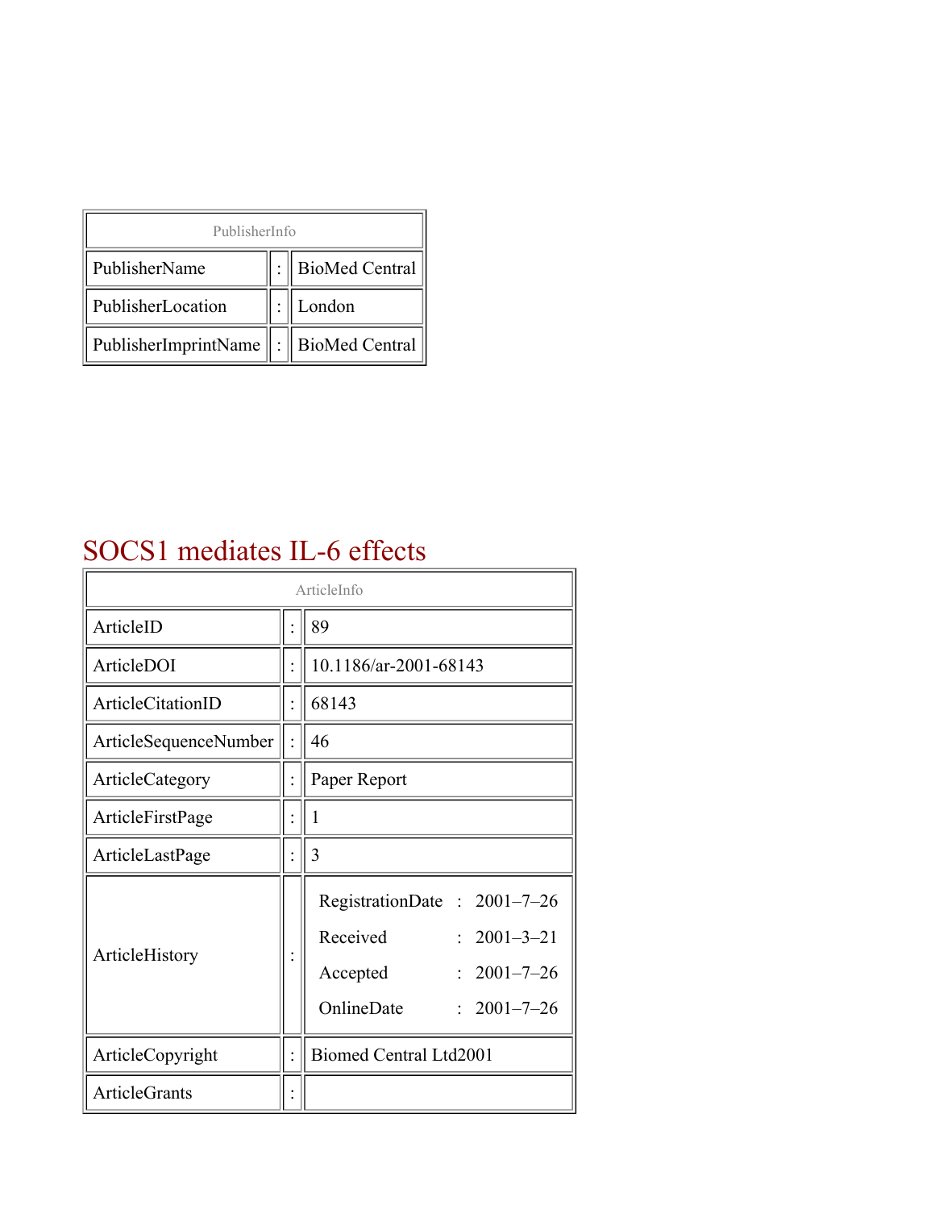| PublisherInfo | | |
|---|---|---|
| PublisherName | : | BioMed Central |
| PublisherLocation | : | London |
| PublisherImprintName | : | BioMed Central |

# SOCS1 mediates IL-6 effects

| ArticleInfo | | |
|---|---|---|
| ArticleID | : | 89 |
| ArticleDOI | : | 10.1186/ar-2001-68143 |
| ArticleCitationID | : | 68143 |
| ArticleSequenceNumber | : | 46 |
| ArticleCategory | : | Paper Report |
| ArticleFirstPage | : | 1 |
| ArticleLastPage | : | 3 |
| ArticleHistory | : | RegistrationDate : 2001–7–26<br>Received : 2001–3–21<br>Accepted : 2001–7–26<br>OnlineDate : 2001–7–26 |
| ArticleCopyright | : | Biomed Central Ltd2001 |
| ArticleGrants | : | |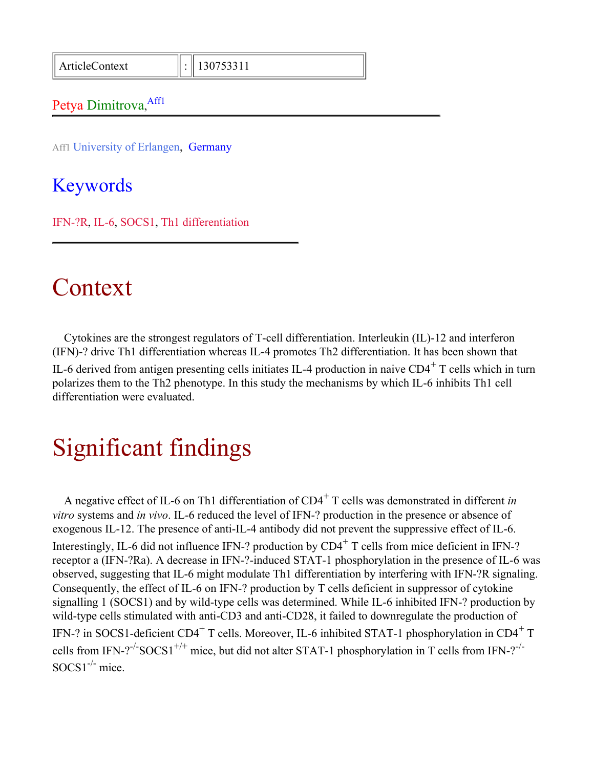| ArticleContext | : | 130753311 |
| --- | --- | --- |

Petya Dimitrova,[Aff1]

---

[Aff1] University of Erlangen, Germany

## Keywords

IFN-?R, IL-6, SOCS1, Th1 differentiation

---

# Context

Cytokines are the strongest regulators of T-cell differentiation. Interleukin (IL)-12 and interferon (IFN)-? drive Th1 differentiation whereas IL-4 promotes Th2 differentiation. It has been shown that IL-6 derived from antigen presenting cells initiates IL-4 production in naive $CD4^+$ T cells which in turn polarizes them to the Th2 phenotype. In this study the mechanisms by which IL-6 inhibits Th1 cell differentiation were evaluated.

# Significant findings

A negative effect of IL-6 on Th1 differentiation of $CD4^+$ T cells was demonstrated in different *in vitro* systems and *in vivo*. IL-6 reduced the level of IFN-? production in the presence or absence of exogenous IL-12. The presence of anti-IL-4 antibody did not prevent the suppressive effect of IL-6. Interestingly, IL-6 did not influence IFN-? production by $CD4^+$ T cells from mice deficient in IFN-? receptor a (IFN-?Ra). A decrease in IFN-?-induced STAT-1 phosphorylation in the presence of IL-6 was observed, suggesting that IL-6 might modulate Th1 differentiation by interfering with IFN-?R signaling. Consequently, the effect of IL-6 on IFN-? production by T cells deficient in suppressor of cytokine signalling 1 (SOCS1) and by wild-type cells was determined. While IL-6 inhibited IFN-? production by wild-type cells stimulated with anti-CD3 and anti-CD28, it failed to downregulate the production of IFN-? in SOCS1-deficient $CD4^+$ T cells. Moreover, IL-6 inhibited STAT-1 phosphorylation in $CD4^+$ T cells from IFN-?$^{-/-}$SOCS1$^{+/+}$ mice, but did not alter STAT-1 phosphorylation in T cells from IFN-?$^{-/-}$ SOCS1$^{-/-}$ mice.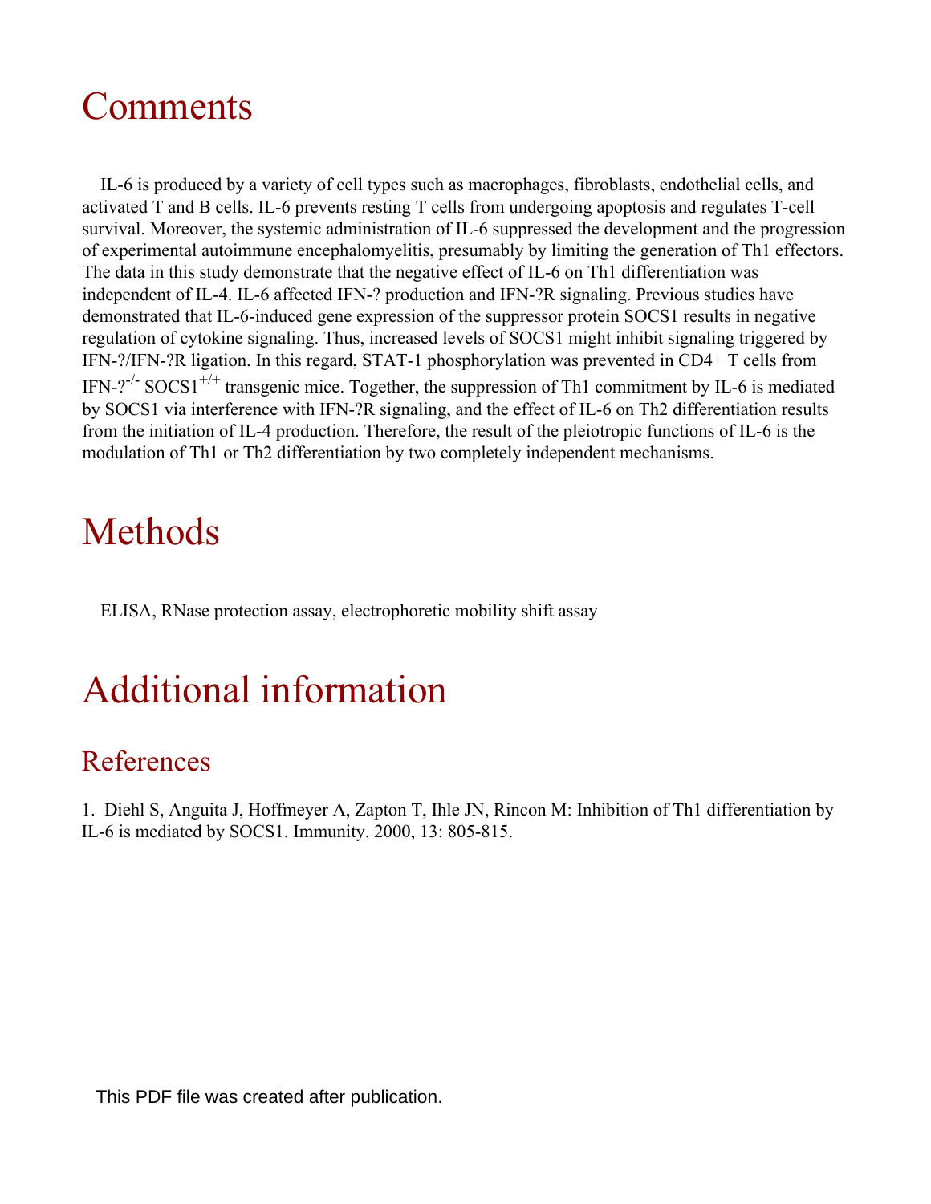# Comments

IL-6 is produced by a variety of cell types such as macrophages, fibroblasts, endothelial cells, and activated T and B cells. IL-6 prevents resting T cells from undergoing apoptosis and regulates T-cell survival. Moreover, the systemic administration of IL-6 suppressed the development and the progression of experimental autoimmune encephalomyelitis, presumably by limiting the generation of Th1 effectors. The data in this study demonstrate that the negative effect of IL-6 on Th1 differentiation was independent of IL-4. IL-6 affected IFN-? production and IFN-?R signaling. Previous studies have demonstrated that IL-6-induced gene expression of the suppressor protein SOCS1 results in negative regulation of cytokine signaling. Thus, increased levels of SOCS1 might inhibit signaling triggered by IFN-?/IFN-?R ligation. In this regard, STAT-1 phosphorylation was prevented in CD4+ T cells from IFN-?$^{-/-}$ SOCS1$^{+/+}$ transgenic mice. Together, the suppression of Th1 commitment by IL-6 is mediated by SOCS1 via interference with IFN-?R signaling, and the effect of IL-6 on Th2 differentiation results from the initiation of IL-4 production. Therefore, the result of the pleiotropic functions of IL-6 is the modulation of Th1 or Th2 differentiation by two completely independent mechanisms.

# Methods

ELISA, RNase protection assay, electrophoretic mobility shift assay

# Additional information

## References

1. Diehl S, Anguita J, Hoffmeyer A, Zapton T, Ihle JN, Rincon M: Inhibition of Th1 differentiation by IL-6 is mediated by SOCS1. Immunity. 2000, 13: 805-815.

This PDF file was created after publication.